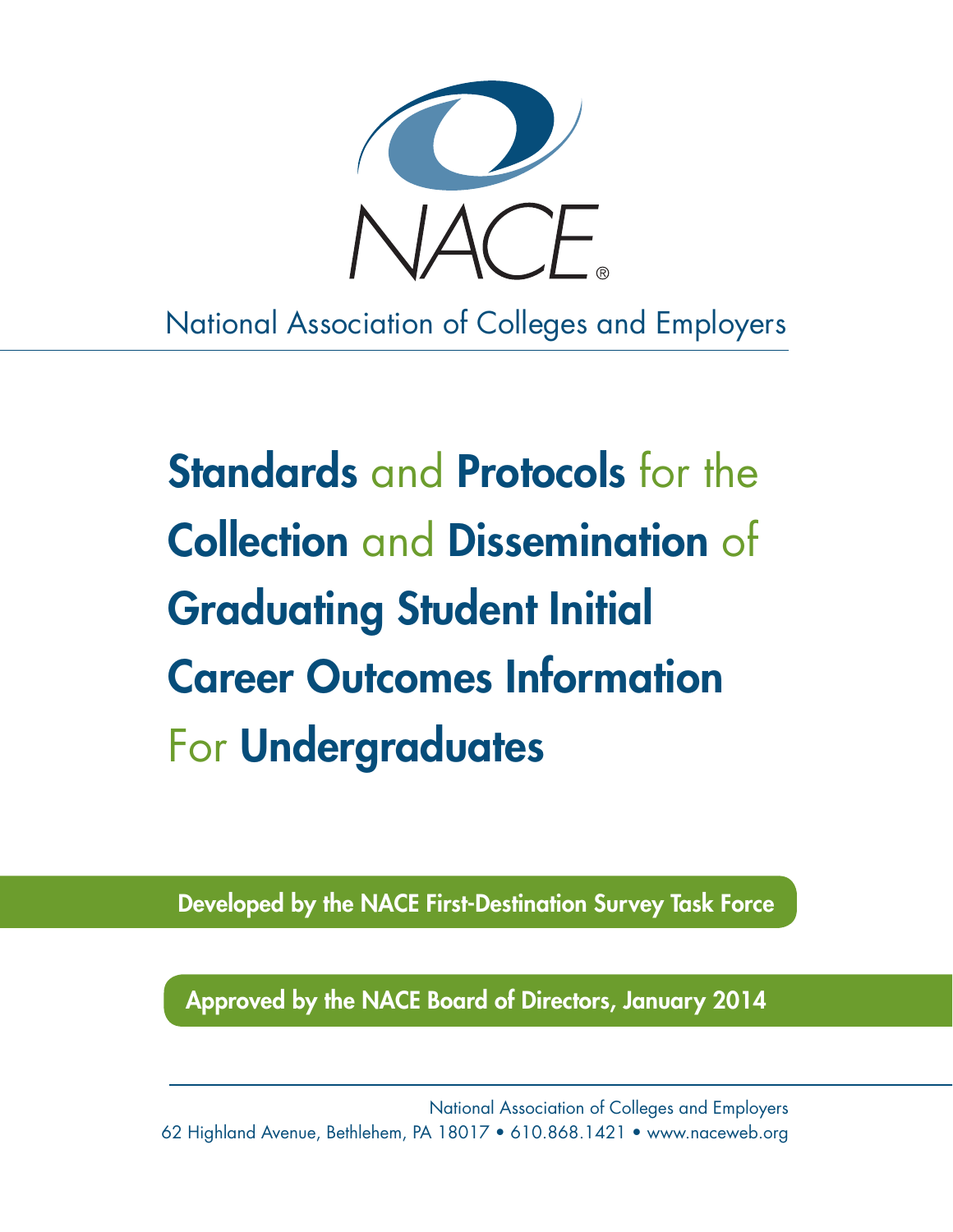NACE®

National Association of Colleges and Employers

# Standards and Protocols for the Collection and Dissemination of Graduating Student Initial Career Outcomes Information For Undergraduates

**Developed by the NACE First-Destination Survey Task Force**

**Approved by the NACE Board of Directors, January 2014**

National Association of Colleges and Employers
62 Highland Avenue, Bethlehem, PA 18017 • 610.868.1421 • www.naceweb.org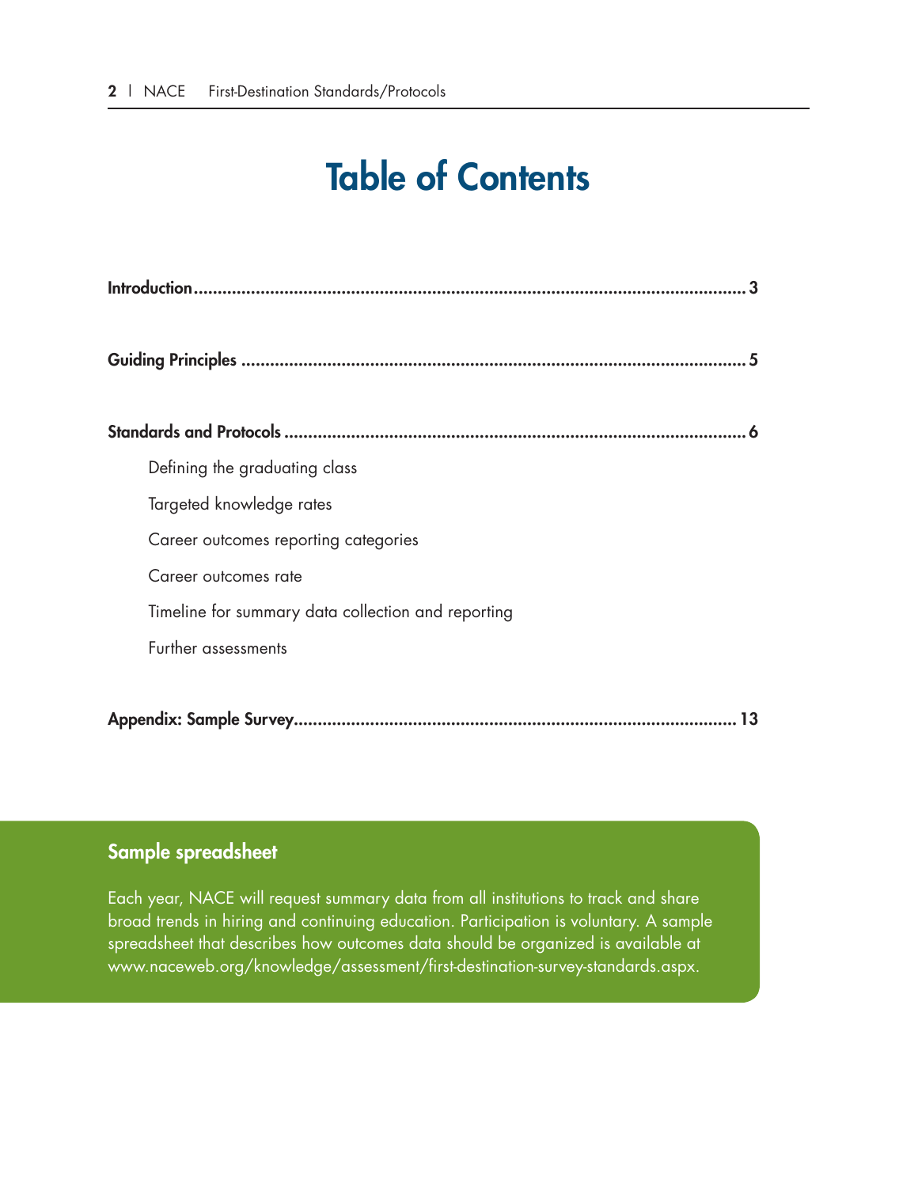# Table of Contents

**Introduction** ........................................................ 3

**Guiding Principles** ........................................................ 5

**Standards and Protocols** ........................................................ 6

- Defining the graduating class
- Targeted knowledge rates
- Career outcomes reporting categories
- Career outcomes rate
- Timeline for summary data collection and reporting
- Further assessments

**Appendix: Sample Survey** ........................................................ 13

## Sample spreadsheet

Each year, NACE will request summary data from all institutions to track and share broad trends in hiring and continuing education. Participation is voluntary. A sample spreadsheet that describes how outcomes data should be organized is available at www.naceweb.org/knowledge/assessment/first-destination-survey-standards.aspx.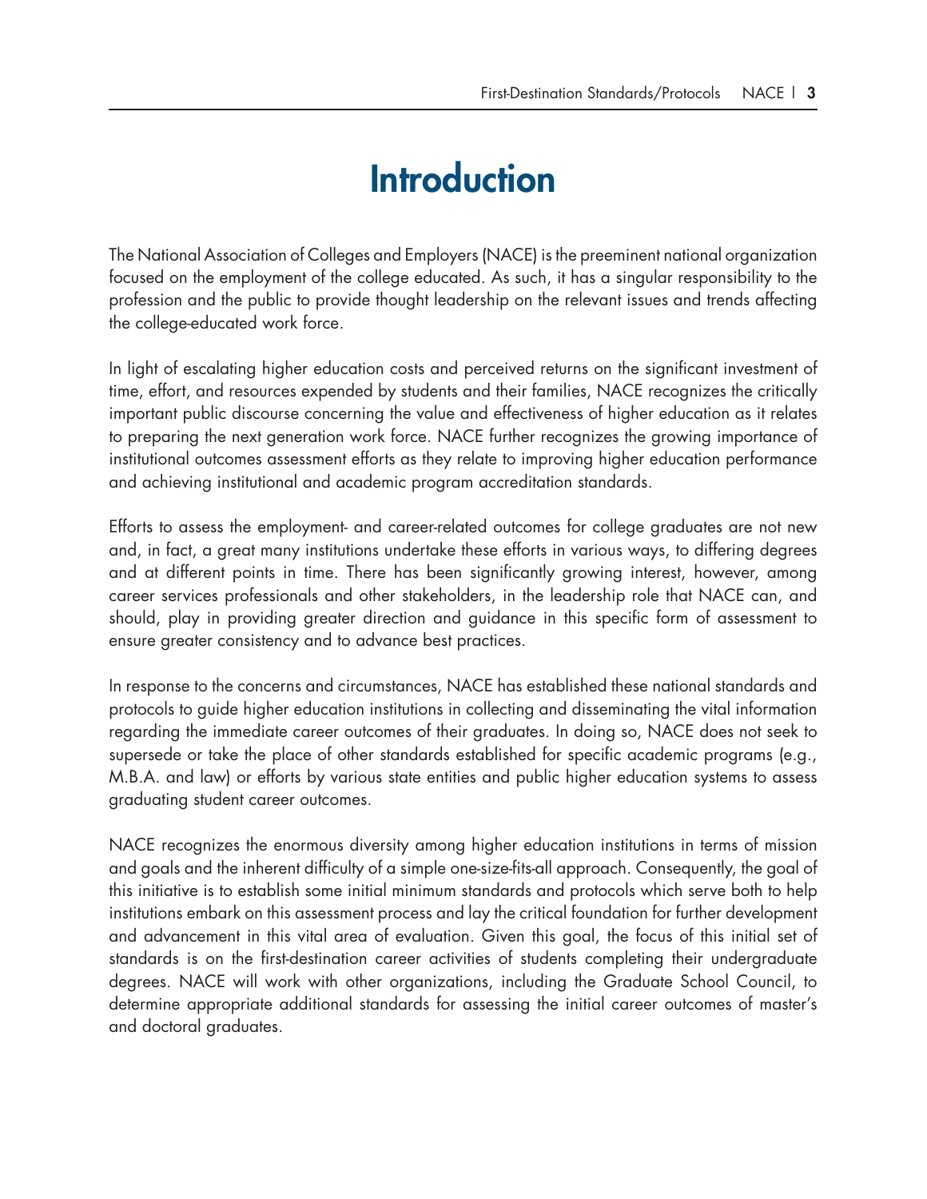# Introduction

The National Association of Colleges and Employers (NACE) is the preeminent national organization focused on the employment of the college educated. As such, it has a singular responsibility to the profession and the public to provide thought leadership on the relevant issues and trends affecting the college-educated work force.

In light of escalating higher education costs and perceived returns on the significant investment of time, effort, and resources expended by students and their families, NACE recognizes the critically important public discourse concerning the value and effectiveness of higher education as it relates to preparing the next generation work force. NACE further recognizes the growing importance of institutional outcomes assessment efforts as they relate to improving higher education performance and achieving institutional and academic program accreditation standards.

Efforts to assess the employment- and career-related outcomes for college graduates are not new and, in fact, a great many institutions undertake these efforts in various ways, to differing degrees and at different points in time. There has been significantly growing interest, however, among career services professionals and other stakeholders, in the leadership role that NACE can, and should, play in providing greater direction and guidance in this specific form of assessment to ensure greater consistency and to advance best practices.

In response to the concerns and circumstances, NACE has established these national standards and protocols to guide higher education institutions in collecting and disseminating the vital information regarding the immediate career outcomes of their graduates. In doing so, NACE does not seek to supersede or take the place of other standards established for specific academic programs (e.g., M.B.A. and law) or efforts by various state entities and public higher education systems to assess graduating student career outcomes.

NACE recognizes the enormous diversity among higher education institutions in terms of mission and goals and the inherent difficulty of a simple one-size-fits-all approach. Consequently, the goal of this initiative is to establish some initial minimum standards and protocols which serve both to help institutions embark on this assessment process and lay the critical foundation for further development and advancement in this vital area of evaluation. Given this goal, the focus of this initial set of standards is on the first-destination career activities of students completing their undergraduate degrees. NACE will work with other organizations, including the Graduate School Council, to determine appropriate additional standards for assessing the initial career outcomes of master's and doctoral graduates.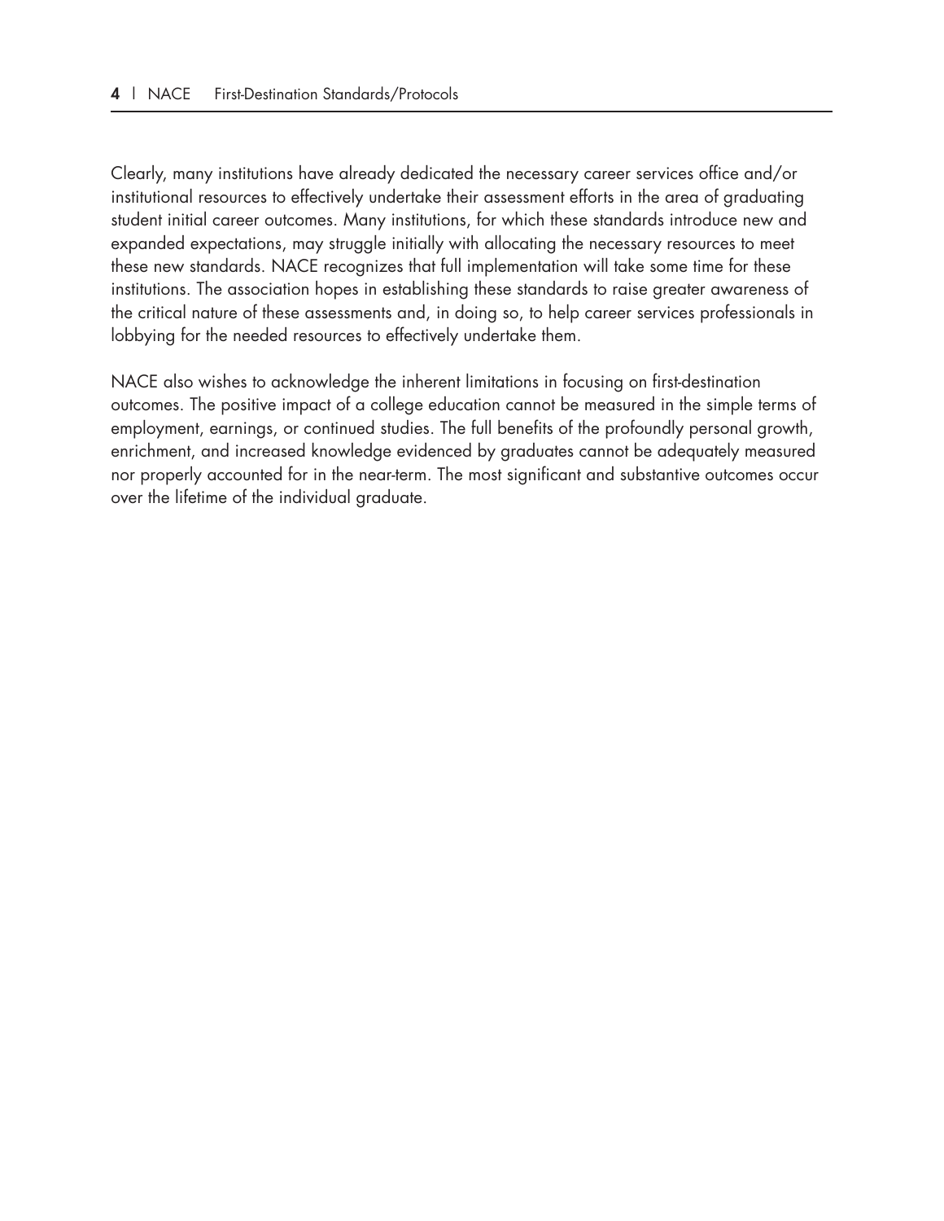Clearly, many institutions have already dedicated the necessary career services office and/or institutional resources to effectively undertake their assessment efforts in the area of graduating student initial career outcomes. Many institutions, for which these standards introduce new and expanded expectations, may struggle initially with allocating the necessary resources to meet these new standards. NACE recognizes that full implementation will take some time for these institutions. The association hopes in establishing these standards to raise greater awareness of the critical nature of these assessments and, in doing so, to help career services professionals in lobbying for the needed resources to effectively undertake them.

NACE also wishes to acknowledge the inherent limitations in focusing on first-destination outcomes. The positive impact of a college education cannot be measured in the simple terms of employment, earnings, or continued studies. The full benefits of the profoundly personal growth, enrichment, and increased knowledge evidenced by graduates cannot be adequately measured nor properly accounted for in the near-term. The most significant and substantive outcomes occur over the lifetime of the individual graduate.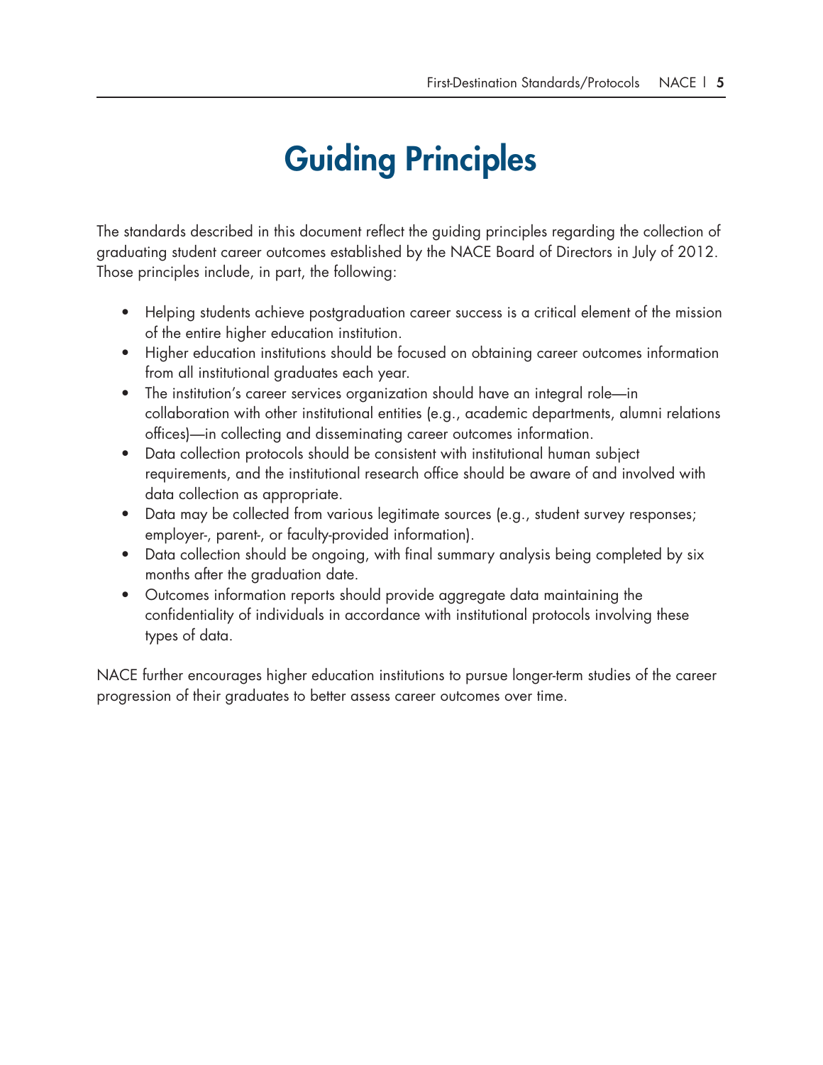# Guiding Principles

The standards described in this document reflect the guiding principles regarding the collection of graduating student career outcomes established by the NACE Board of Directors in July of 2012. Those principles include, in part, the following:

- Helping students achieve postgraduation career success is a critical element of the mission of the entire higher education institution.
- Higher education institutions should be focused on obtaining career outcomes information from all institutional graduates each year.
- The institution's career services organization should have an integral role—in collaboration with other institutional entities (e.g., academic departments, alumni relations offices)—in collecting and disseminating career outcomes information.
- Data collection protocols should be consistent with institutional human subject requirements, and the institutional research office should be aware of and involved with data collection as appropriate.
- Data may be collected from various legitimate sources (e.g., student survey responses; employer-, parent-, or faculty-provided information).
- Data collection should be ongoing, with final summary analysis being completed by six months after the graduation date.
- Outcomes information reports should provide aggregate data maintaining the confidentiality of individuals in accordance with institutional protocols involving these types of data.

NACE further encourages higher education institutions to pursue longer-term studies of the career progression of their graduates to better assess career outcomes over time.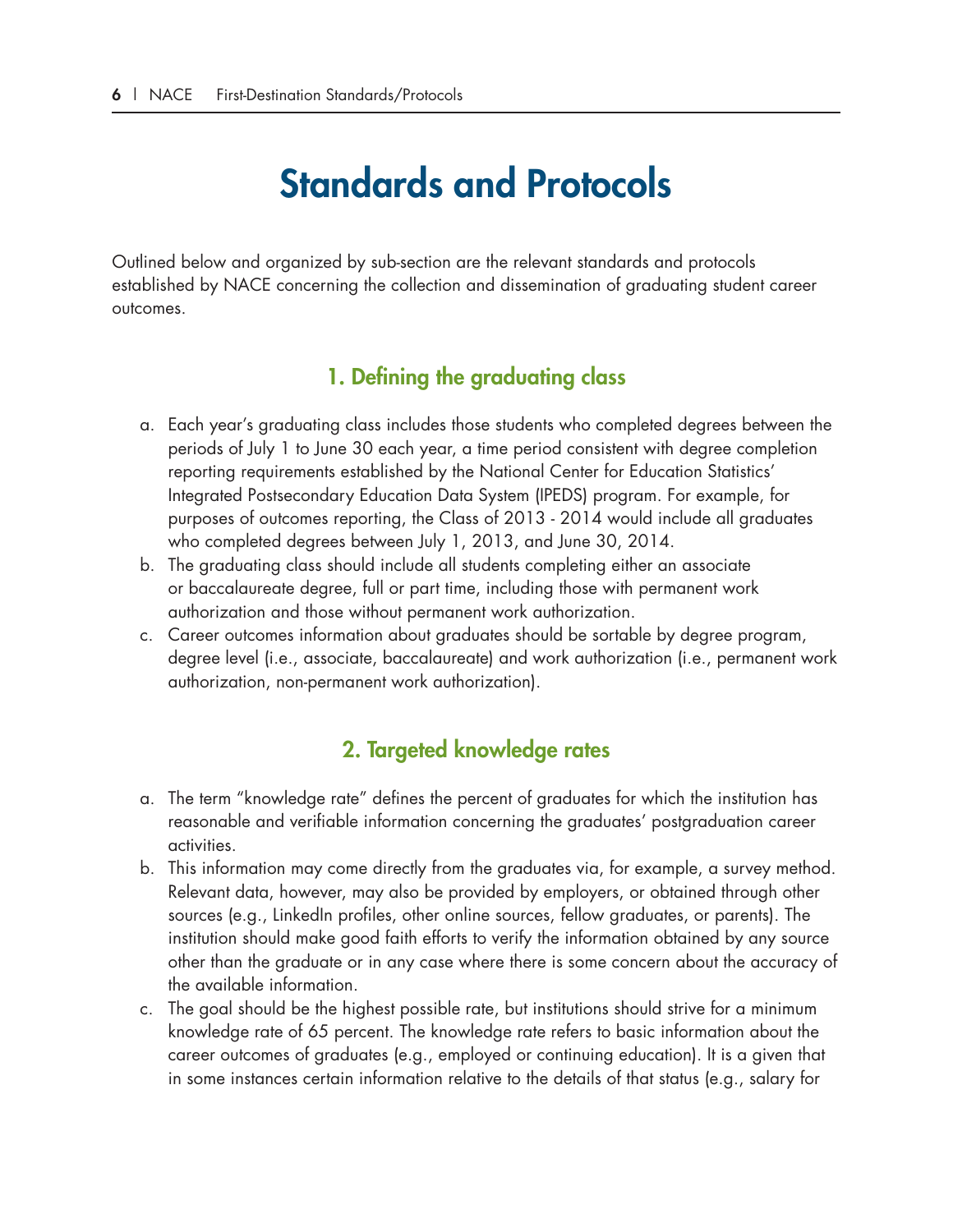# Standards and Protocols

Outlined below and organized by sub-section are the relevant standards and protocols established by NACE concerning the collection and dissemination of graduating student career outcomes.

## 1. Defining the graduating class

a. Each year's graduating class includes those students who completed degrees between the periods of July 1 to June 30 each year, a time period consistent with degree completion reporting requirements established by the National Center for Education Statistics' Integrated Postsecondary Education Data System (IPEDS) program. For example, for purposes of outcomes reporting, the Class of 2013 - 2014 would include all graduates who completed degrees between July 1, 2013, and June 30, 2014.

b. The graduating class should include all students completing either an associate or baccalaureate degree, full or part time, including those with permanent work authorization and those without permanent work authorization.

c. Career outcomes information about graduates should be sortable by degree program, degree level (i.e., associate, baccalaureate) and work authorization (i.e., permanent work authorization, non-permanent work authorization).

## 2. Targeted knowledge rates

a. The term "knowledge rate" defines the percent of graduates for which the institution has reasonable and verifiable information concerning the graduates' postgraduation career activities.

b. This information may come directly from the graduates via, for example, a survey method. Relevant data, however, may also be provided by employers, or obtained through other sources (e.g., LinkedIn profiles, other online sources, fellow graduates, or parents). The institution should make good faith efforts to verify the information obtained by any source other than the graduate or in any case where there is some concern about the accuracy of the available information.

c. The goal should be the highest possible rate, but institutions should strive for a minimum knowledge rate of 65 percent. The knowledge rate refers to basic information about the career outcomes of graduates (e.g., employed or continuing education). It is a given that in some instances certain information relative to the details of that status (e.g., salary for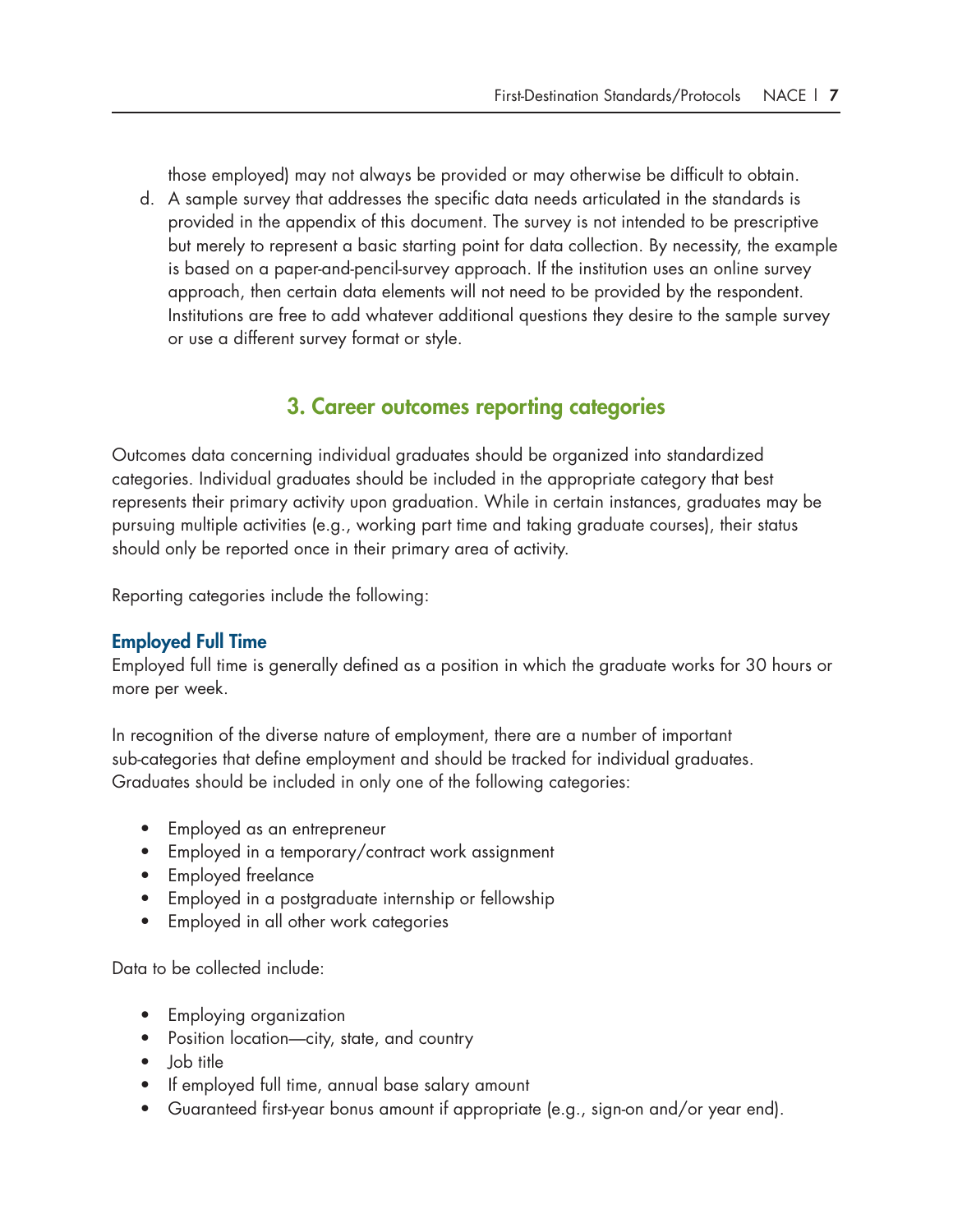those employed) may not always be provided or may otherwise be difficult to obtain.

d. A sample survey that addresses the specific data needs articulated in the standards is provided in the appendix of this document. The survey is not intended to be prescriptive but merely to represent a basic starting point for data collection. By necessity, the example is based on a paper-and-pencil-survey approach. If the institution uses an online survey approach, then certain data elements will not need to be provided by the respondent. Institutions are free to add whatever additional questions they desire to the sample survey or use a different survey format or style.

## 3. Career outcomes reporting categories

Outcomes data concerning individual graduates should be organized into standardized categories. Individual graduates should be included in the appropriate category that best represents their primary activity upon graduation. While in certain instances, graduates may be pursuing multiple activities (e.g., working part time and taking graduate courses), their status should only be reported once in their primary area of activity.

Reporting categories include the following:

### Employed Full Time

Employed full time is generally defined as a position in which the graduate works for 30 hours or more per week.

In recognition of the diverse nature of employment, there are a number of important sub-categories that define employment and should be tracked for individual graduates. Graduates should be included in only one of the following categories:

- Employed as an entrepreneur
- Employed in a temporary/contract work assignment
- Employed freelance
- Employed in a postgraduate internship or fellowship
- Employed in all other work categories

Data to be collected include:

- Employing organization
- Position location—city, state, and country
- Job title
- If employed full time, annual base salary amount
- Guaranteed first-year bonus amount if appropriate (e.g., sign-on and/or year end).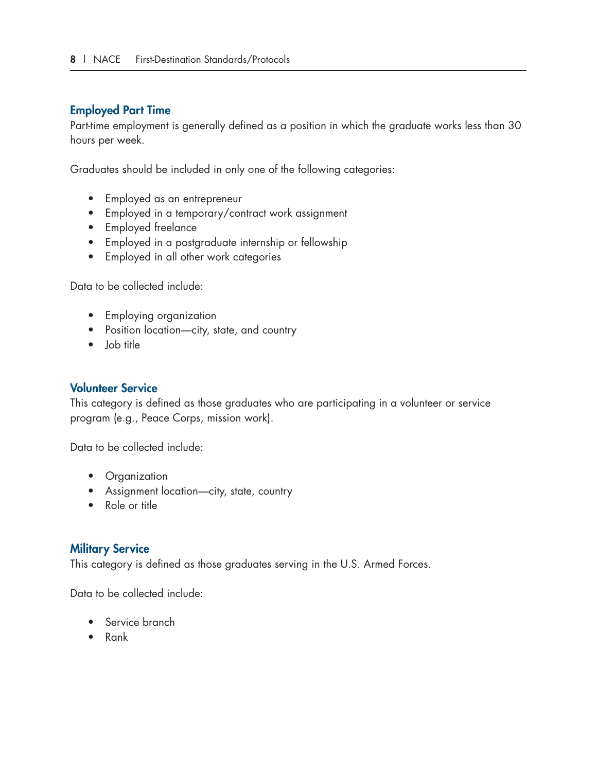### Employed Part Time

Part-time employment is generally defined as a position in which the graduate works less than 30 hours per week.

Graduates should be included in only one of the following categories:

- Employed as an entrepreneur
- Employed in a temporary/contract work assignment
- Employed freelance
- Employed in a postgraduate internship or fellowship
- Employed in all other work categories

Data to be collected include:

- Employing organization
- Position location—city, state, and country
- Job title

### Volunteer Service

This category is defined as those graduates who are participating in a volunteer or service program (e.g., Peace Corps, mission work).

Data to be collected include:

- Organization
- Assignment location—city, state, country
- Role or title

### Military Service

This category is defined as those graduates serving in the U.S. Armed Forces.

Data to be collected include:

- Service branch
- Rank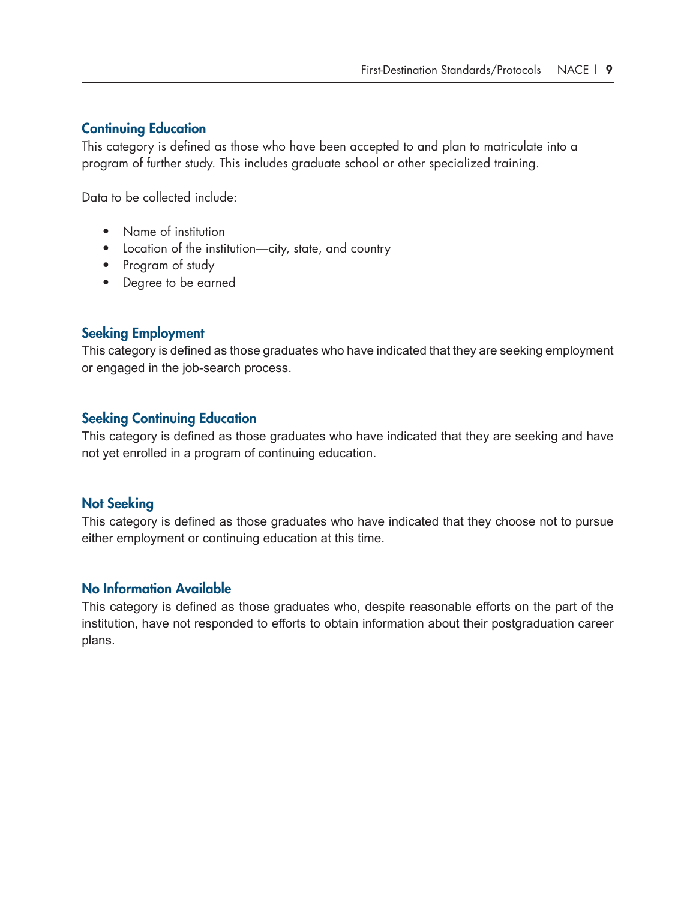### Continuing Education

This category is defined as those who have been accepted to and plan to matriculate into a program of further study. This includes graduate school or other specialized training.

Data to be collected include:

- Name of institution
- Location of the institution—city, state, and country
- Program of study
- Degree to be earned

### Seeking Employment

This category is defined as those graduates who have indicated that they are seeking employment or engaged in the job-search process.

### Seeking Continuing Education

This category is defined as those graduates who have indicated that they are seeking and have not yet enrolled in a program of continuing education.

### Not Seeking

This category is defined as those graduates who have indicated that they choose not to pursue either employment or continuing education at this time.

### No Information Available

This category is defined as those graduates who, despite reasonable efforts on the part of the institution, have not responded to efforts to obtain information about their postgraduation career plans.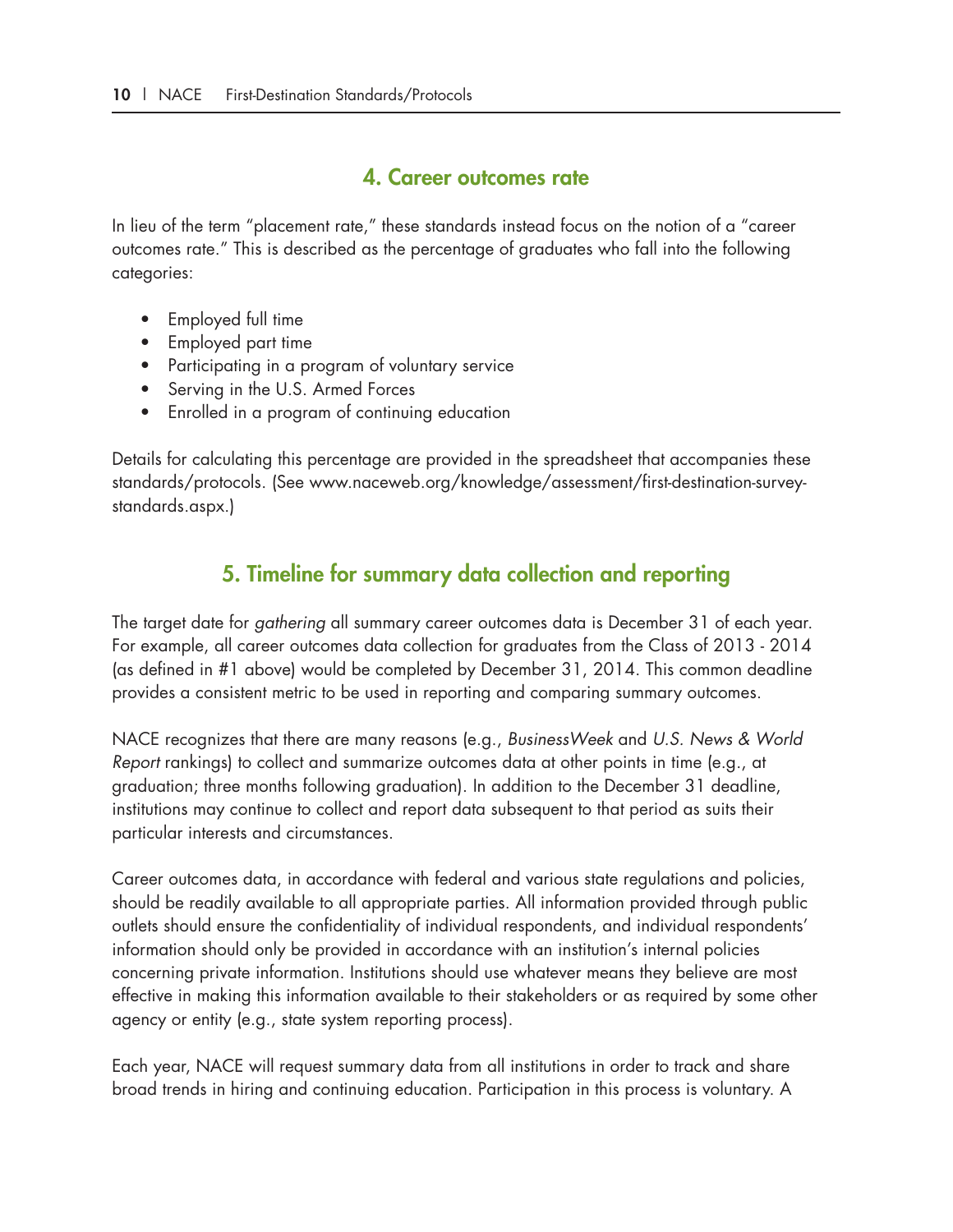## 4. Career outcomes rate

In lieu of the term "placement rate," these standards instead focus on the notion of a "career outcomes rate." This is described as the percentage of graduates who fall into the following categories:

- Employed full time
- Employed part time
- Participating in a program of voluntary service
- Serving in the U.S. Armed Forces
- Enrolled in a program of continuing education

Details for calculating this percentage are provided in the spreadsheet that accompanies these standards/protocols. (See www.naceweb.org/knowledge/assessment/first-destination-survey-standards.aspx.)

## 5. Timeline for summary data collection and reporting

The target date for *gathering* all summary career outcomes data is December 31 of each year. For example, all career outcomes data collection for graduates from the Class of 2013 - 2014 (as defined in #1 above) would be completed by December 31, 2014. This common deadline provides a consistent metric to be used in reporting and comparing summary outcomes.

NACE recognizes that there are many reasons (e.g., *BusinessWeek* and *U.S. News & World Report* rankings) to collect and summarize outcomes data at other points in time (e.g., at graduation; three months following graduation). In addition to the December 31 deadline, institutions may continue to collect and report data subsequent to that period as suits their particular interests and circumstances.

Career outcomes data, in accordance with federal and various state regulations and policies, should be readily available to all appropriate parties. All information provided through public outlets should ensure the confidentiality of individual respondents, and individual respondents' information should only be provided in accordance with an institution's internal policies concerning private information. Institutions should use whatever means they believe are most effective in making this information available to their stakeholders or as required by some other agency or entity (e.g., state system reporting process).

Each year, NACE will request summary data from all institutions in order to track and share broad trends in hiring and continuing education. Participation in this process is voluntary. A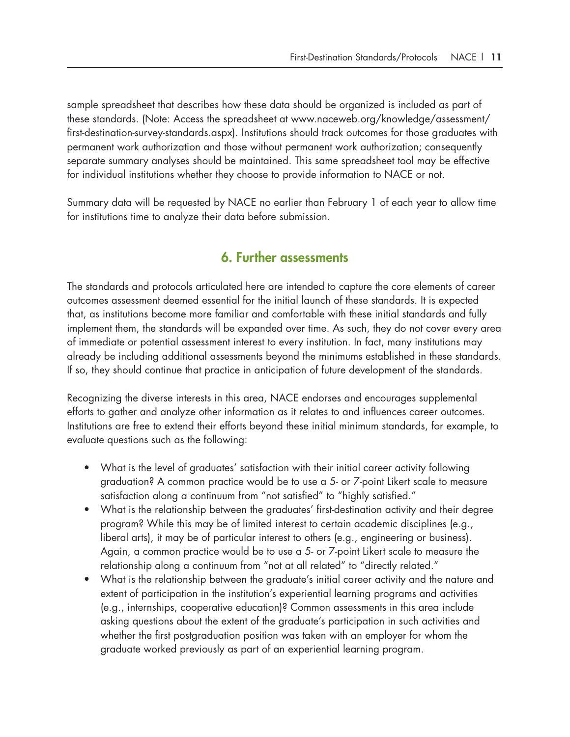sample spreadsheet that describes how these data should be organized is included as part of these standards. (Note: Access the spreadsheet at www.naceweb.org/knowledge/assessment/first-destination-survey-standards.aspx). Institutions should track outcomes for those graduates with permanent work authorization and those without permanent work authorization; consequently separate summary analyses should be maintained. This same spreadsheet tool may be effective for individual institutions whether they choose to provide information to NACE or not.

Summary data will be requested by NACE no earlier than February 1 of each year to allow time for institutions time to analyze their data before submission.

## 6. Further assessments

The standards and protocols articulated here are intended to capture the core elements of career outcomes assessment deemed essential for the initial launch of these standards. It is expected that, as institutions become more familiar and comfortable with these initial standards and fully implement them, the standards will be expanded over time. As such, they do not cover every area of immediate or potential assessment interest to every institution. In fact, many institutions may already be including additional assessments beyond the minimums established in these standards. If so, they should continue that practice in anticipation of future development of the standards.

Recognizing the diverse interests in this area, NACE endorses and encourages supplemental efforts to gather and analyze other information as it relates to and influences career outcomes. Institutions are free to extend their efforts beyond these initial minimum standards, for example, to evaluate questions such as the following:

- What is the level of graduates' satisfaction with their initial career activity following graduation? A common practice would be to use a 5- or 7-point Likert scale to measure satisfaction along a continuum from "not satisfied" to "highly satisfied."
- What is the relationship between the graduates' first-destination activity and their degree program? While this may be of limited interest to certain academic disciplines (e.g., liberal arts), it may be of particular interest to others (e.g., engineering or business). Again, a common practice would be to use a 5- or 7-point Likert scale to measure the relationship along a continuum from "not at all related" to "directly related."
- What is the relationship between the graduate's initial career activity and the nature and extent of participation in the institution's experiential learning programs and activities (e.g., internships, cooperative education)? Common assessments in this area include asking questions about the extent of the graduate's participation in such activities and whether the first postgraduation position was taken with an employer for whom the graduate worked previously as part of an experiential learning program.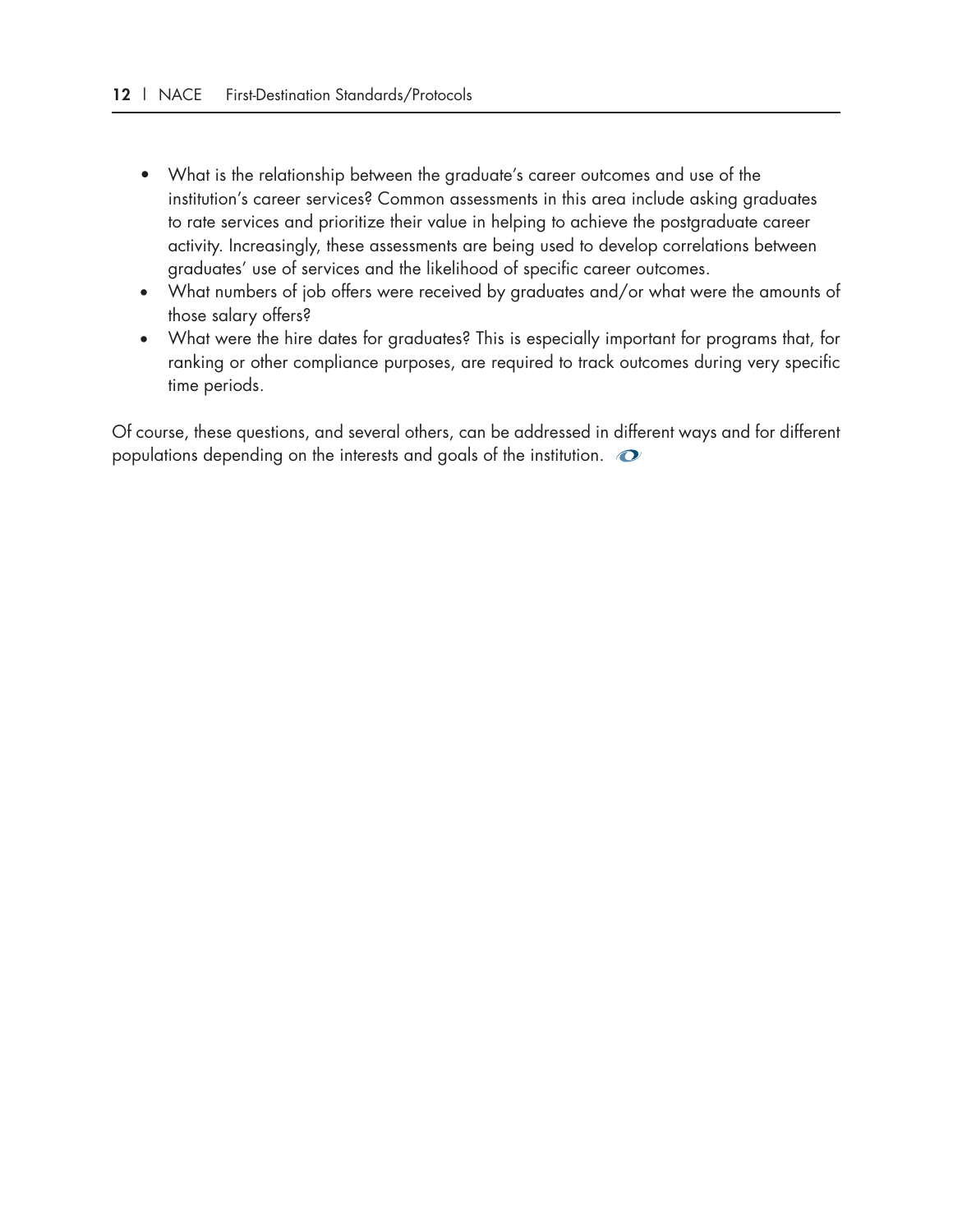- What is the relationship between the graduate's career outcomes and use of the institution's career services? Common assessments in this area include asking graduates to rate services and prioritize their value in helping to achieve the postgraduate career activity. Increasingly, these assessments are being used to develop correlations between graduates' use of services and the likelihood of specific career outcomes.
- What numbers of job offers were received by graduates and/or what were the amounts of those salary offers?
- What were the hire dates for graduates? This is especially important for programs that, for ranking or other compliance purposes, are required to track outcomes during very specific time periods.

Of course, these questions, and several others, can be addressed in different ways and for different populations depending on the interests and goals of the institution.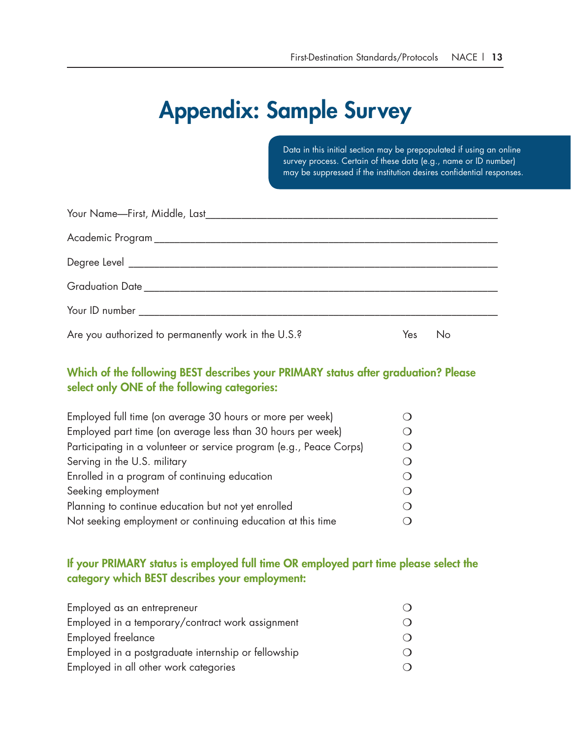# Appendix: Sample Survey

Data in this initial section may be prepopulated if using an online survey process. Certain of these data (e.g., name or ID number) may be suppressed if the institution desires confidential responses.

Your Name—First, Middle, Last___________________________________________________

Academic Program ______________________________________________________________

Degree Level __________________________________________________________________

Graduation Date _______________________________________________________________

Your ID number _______________________________________________________________

Are you authorized to permanently work in the U.S.? Yes No

### Which of the following BEST describes your PRIMARY status after graduation? Please select only ONE of the following categories:

- Employed full time (on average 30 hours or more per week) ❍
- Employed part time (on average less than 30 hours per week) ❍
- Participating in a volunteer or service program (e.g., Peace Corps) ❍
- Serving in the U.S. military ❍
- Enrolled in a program of continuing education ❍
- Seeking employment ❍
- Planning to continue education but not yet enrolled ❍
- Not seeking employment or continuing education at this time ❍

### If your PRIMARY status is employed full time OR employed part time please select the category which BEST describes your employment:

- Employed as an entrepreneur ❍
- Employed in a temporary/contract work assignment ❍
- Employed freelance ❍
- Employed in a postgraduate internship or fellowship ❍
- Employed in all other work categories ❍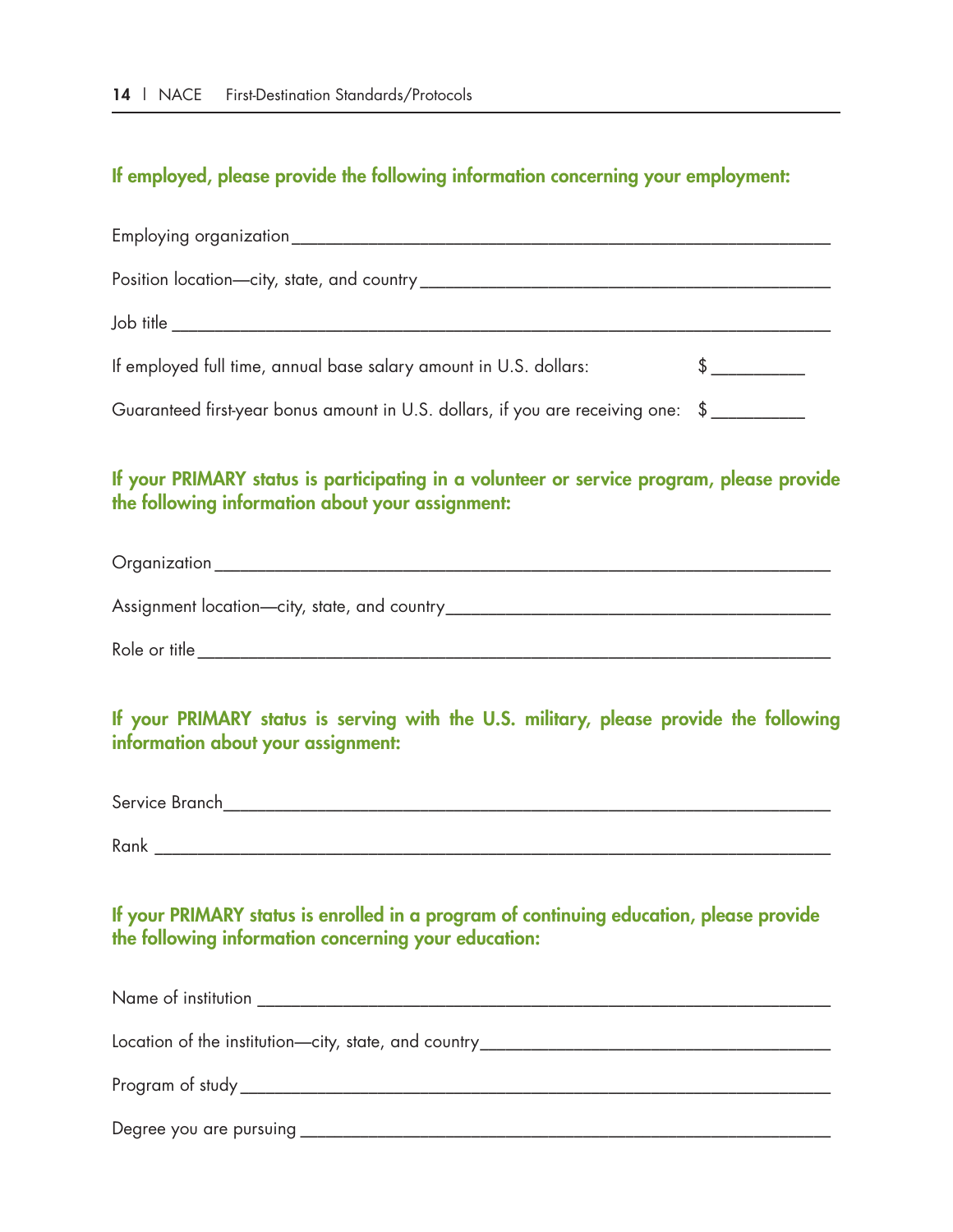**If employed, please provide the following information concerning your employment:**

Employing organization ______________________________________________________

Position location—city, state, and country ____________________________________

Job title ________________________________________________________________

If employed full time, annual base salary amount in U.S. dollars: $ __________

Guaranteed first-year bonus amount in U.S. dollars, if you are receiving one: $ __________

**If your PRIMARY status is participating in a volunteer or service program, please provide the following information about your assignment:**

Organization ____________________________________________________________

Assignment location—city, state, and country __________________________________

Role or title _____________________________________________________________

**If your PRIMARY status is serving with the U.S. military, please provide the following information about your assignment:**

Service Branch ___________________________________________________________

Rank ___________________________________________________________________

**If your PRIMARY status is enrolled in a program of continuing education, please provide the following information concerning your education:**

Name of institution _______________________________________________________

Location of the institution—city, state, and country _____________________________

Program of study _________________________________________________________

Degree you are pursuing ___________________________________________________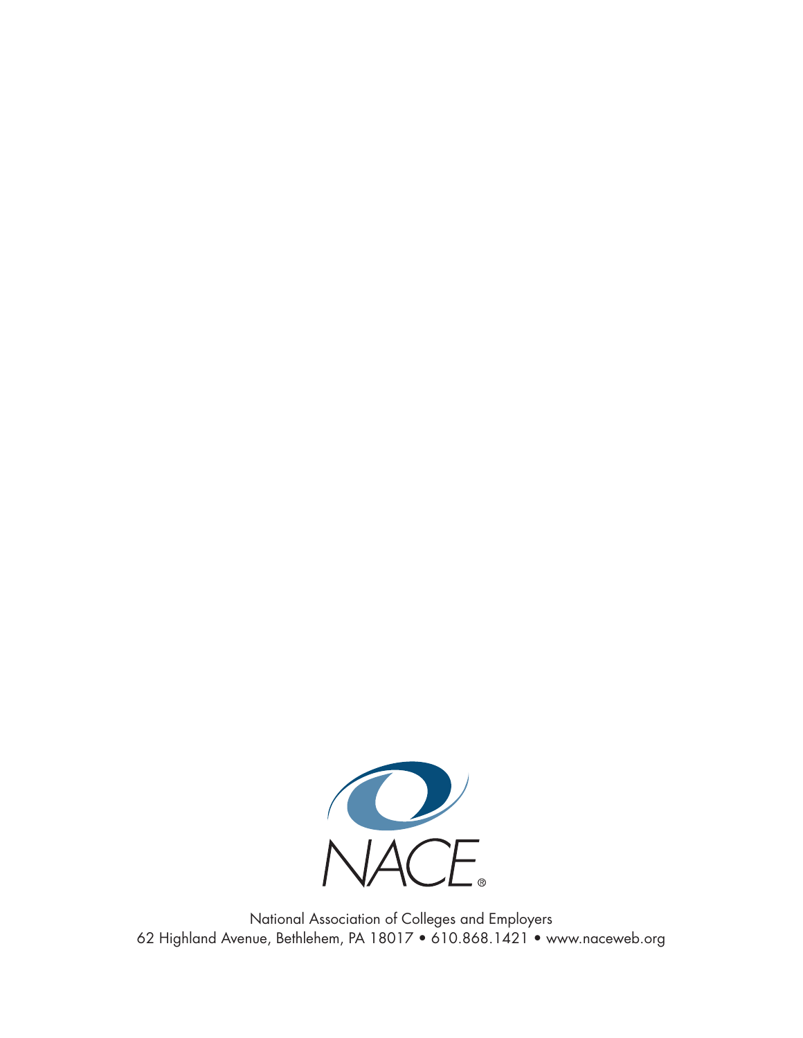NACE®

National Association of Colleges and Employers
62 Highland Avenue, Bethlehem, PA 18017 • 610.868.1421 • www.naceweb.org